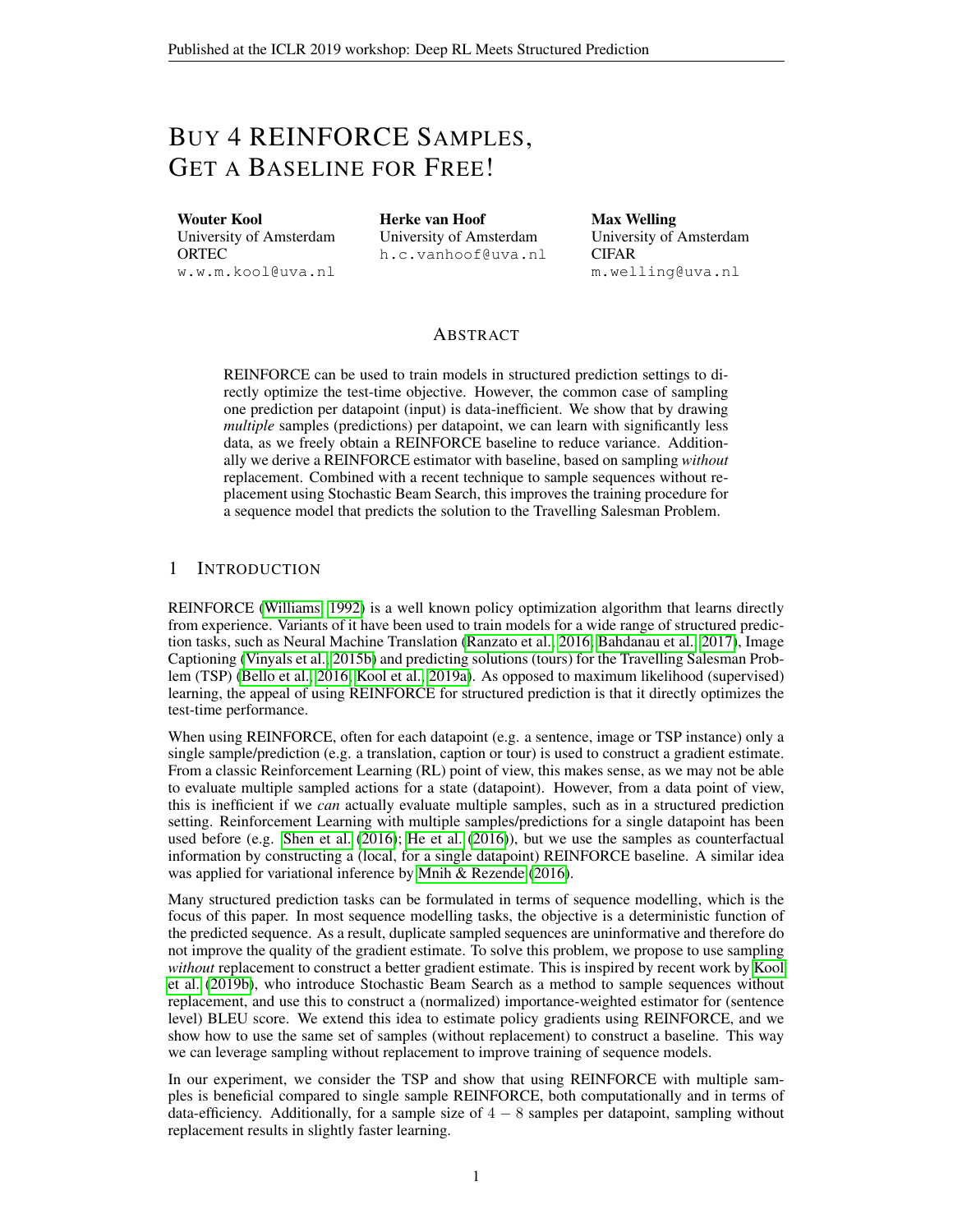# BUY 4 REINFORCE SAMPLES, GET A BASELINE FOR FREE!

**Wouter Kool**
University of Amsterdam
ORTEC
w.w.m.kool@uva.nl

**Herke van Hoof**
University of Amsterdam
h.c.vanhoof@uva.nl

**Max Welling**
University of Amsterdam
CIFAR
m.welling@uva.nl

## ABSTRACT

REINFORCE can be used to train models in structured prediction settings to directly optimize the test-time objective. However, the common case of sampling one prediction per datapoint (input) is data-inefficient. We show that by drawing *multiple* samples (predictions) per datapoint, we can learn with significantly less data, as we freely obtain a REINFORCE baseline to reduce variance. Additionally we derive a REINFORCE estimator with baseline, based on sampling *without* replacement. Combined with a recent technique to sample sequences without replacement using Stochastic Beam Search, this improves the training procedure for a sequence model that predicts the solution to the Travelling Salesman Problem.

## 1 INTRODUCTION

REINFORCE (Williams, 1992) is a well known policy optimization algorithm that learns directly from experience. Variants of it have been used to train models for a wide range of structured prediction tasks, such as Neural Machine Translation (Ranzato et al., 2016; Bahdanau et al., 2017), Image Captioning (Vinyals et al., 2015b) and predicting solutions (tours) for the Travelling Salesman Problem (TSP) (Bello et al., 2016; Kool et al., 2019a). As opposed to maximum likelihood (supervised) learning, the appeal of using REINFORCE for structured prediction is that it directly optimizes the test-time performance.

When using REINFORCE, often for each datapoint (e.g. a sentence, image or TSP instance) only a single sample/prediction (e.g. a translation, caption or tour) is used to construct a gradient estimate. From a classic Reinforcement Learning (RL) point of view, this makes sense, as we may not be able to evaluate multiple sampled actions for a state (datapoint). However, from a data point of view, this is inefficient if we *can* actually evaluate multiple samples, such as in a structured prediction setting. Reinforcement Learning with multiple samples/predictions for a single datapoint has been used before (e.g. Shen et al. (2016); He et al. (2016)), but we use the samples as counterfactual information by constructing a (local, for a single datapoint) REINFORCE baseline. A similar idea was applied for variational inference by Mnih & Rezende (2016).

Many structured prediction tasks can be formulated in terms of sequence modelling, which is the focus of this paper. In most sequence modelling tasks, the objective is a deterministic function of the predicted sequence. As a result, duplicate sampled sequences are uninformative and therefore do not improve the quality of the gradient estimate. To solve this problem, we propose to use sampling *without* replacement to construct a better gradient estimate. This is inspired by recent work by Kool et al. (2019b), who introduce Stochastic Beam Search as a method to sample sequences without replacement, and use this to construct a (normalized) importance-weighted estimator for (sentence level) BLEU score. We extend this idea to estimate policy gradients using REINFORCE, and we show how to use the same set of samples (without replacement) to construct a baseline. This way we can leverage sampling without replacement to improve training of sequence models.

In our experiment, we consider the TSP and show that using REINFORCE with multiple samples is beneficial compared to single sample REINFORCE, both computationally and in terms of data-efficiency. Additionally, for a sample size of $4-8$ samples per datapoint, sampling without replacement results in slightly faster learning.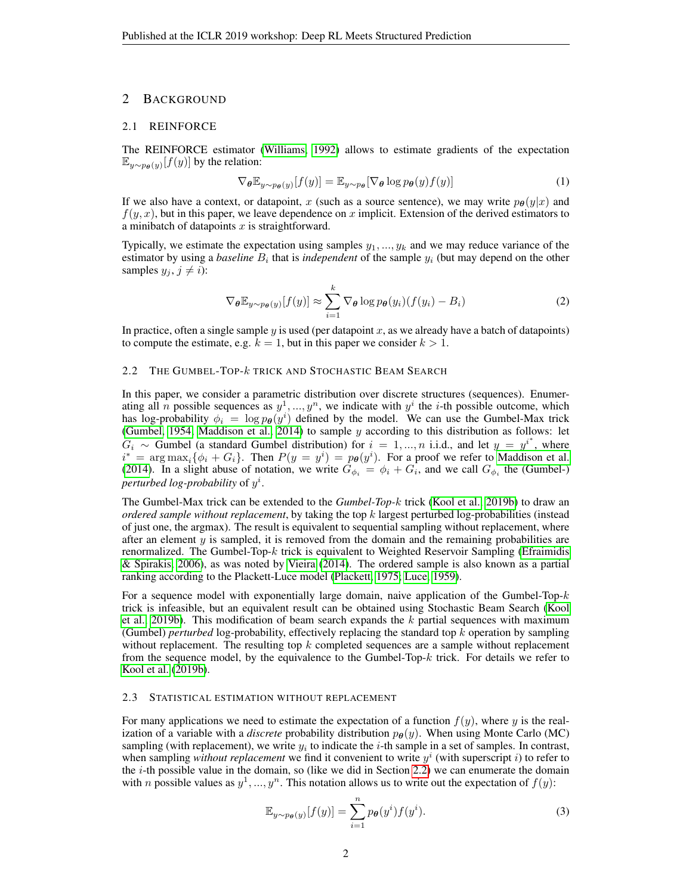## 2 Background

### 2.1 REINFORCE

The REINFORCE estimator (Williams, 1992) allows to estimate gradients of the expectation $\mathbb{E}_{y \sim p_{\boldsymbol{\theta}}(y)}[f(y)]$ by the relation:

$$\nabla_{\boldsymbol{\theta}} \mathbb{E}_{y \sim p_{\boldsymbol{\theta}}(y)}[f(y)] = \mathbb{E}_{y \sim p_{\boldsymbol{\theta}}}[\nabla_{\boldsymbol{\theta}} \log p_{\boldsymbol{\theta}}(y) f(y)] \tag{1}$$

If we also have a context, or datapoint, $x$ (such as a source sentence), we may write $p_{\boldsymbol{\theta}}(y|x)$ and $f(y, x)$, but in this paper, we leave dependence on $x$ implicit. Extension of the derived estimators to a minibatch of datapoints $x$ is straightforward.

Typically, we estimate the expectation using samples $y_1, ..., y_k$ and we may reduce variance of the estimator by using a *baseline* $B_i$ that is *independent* of the sample $y_i$ (but may depend on the other samples $y_j, j \neq i$):

$$\nabla_{\boldsymbol{\theta}} \mathbb{E}_{y \sim p_{\boldsymbol{\theta}}(y)}[f(y)] \approx \sum_{i=1}^{k} \nabla_{\boldsymbol{\theta}} \log p_{\boldsymbol{\theta}}(y_i)(f(y_i) - B_i) \tag{2}$$

In practice, often a single sample $y$ is used (per datapoint $x$, as we already have a batch of datapoints) to compute the estimate, e.g. $k = 1$, but in this paper we consider $k > 1$.

### 2.2 The Gumbel-Top-$k$ trick and Stochastic Beam Search

In this paper, we consider a parametric distribution over discrete structures (sequences). Enumerating all $n$ possible sequences as $y^1, ..., y^n$, we indicate with $y^i$ the $i$-th possible outcome, which has log-probability $\phi_i = \log p_{\boldsymbol{\theta}}(y^i)$ defined by the model. We can use the Gumbel-Max trick (Gumbel, 1954; Maddison et al., 2014) to sample $y$ according to this distribution as follows: let $G_i \sim$ Gumbel (a standard Gumbel distribution) for $i = 1, ..., n$ i.i.d., and let $y = y^{i^*}$, where $i^* = \arg\max_i \{\phi_i + G_i\}$. Then $P(y = y^i) = p_{\boldsymbol{\theta}}(y^i)$. For a proof we refer to Maddison et al. (2014). In a slight abuse of notation, we write $G_{\phi_i} = \phi_i + G_i$, and we call $G_{\phi_i}$ the (Gumbel-) *perturbed log-probability* of $y^i$.

The Gumbel-Max trick can be extended to the *Gumbel-Top-$k$* trick (Kool et al., 2019b) to draw an *ordered sample without replacement*, by taking the top $k$ largest perturbed log-probabilities (instead of just one, the argmax). The result is equivalent to sequential sampling without replacement, where after an element $y$ is sampled, it is removed from the domain and the remaining probabilities are renormalized. The Gumbel-Top-$k$ trick is equivalent to Weighted Reservoir Sampling (Efraimidis & Spirakis, 2006), as was noted by Vieira (2014). The ordered sample is also known as a partial ranking according to the Plackett-Luce model (Plackett, 1975; Luce, 1959).

For a sequence model with exponentially large domain, naive application of the Gumbel-Top-$k$ trick is infeasible, but an equivalent result can be obtained using Stochastic Beam Search (Kool et al., 2019b). This modification of beam search expands the $k$ partial sequences with maximum (Gumbel) *perturbed* log-probability, effectively replacing the standard top $k$ operation by sampling without replacement. The resulting top $k$ completed sequences are a sample without replacement from the sequence model, by the equivalence to the Gumbel-Top-$k$ trick. For details we refer to Kool et al. (2019b).

### 2.3 Statistical estimation without replacement

For many applications we need to estimate the expectation of a function $f(y)$, where $y$ is the realization of a variable with a *discrete* probability distribution $p_{\boldsymbol{\theta}}(y)$. When using Monte Carlo (MC) sampling (with replacement), we write $y_i$ to indicate the $i$-th sample in a set of samples. In contrast, when sampling *without replacement* we find it convenient to write $y^i$ (with superscript $i$) to refer to the $i$-th possible value in the domain, so (like we did in Section 2.2) we can enumerate the domain with $n$ possible values as $y^1, ..., y^n$. This notation allows us to write out the expectation of $f(y)$:

$$\mathbb{E}_{y \sim p_{\boldsymbol{\theta}}(y)}[f(y)] = \sum_{i=1}^{n} p_{\boldsymbol{\theta}}(y^i) f(y^i). \tag{3}$$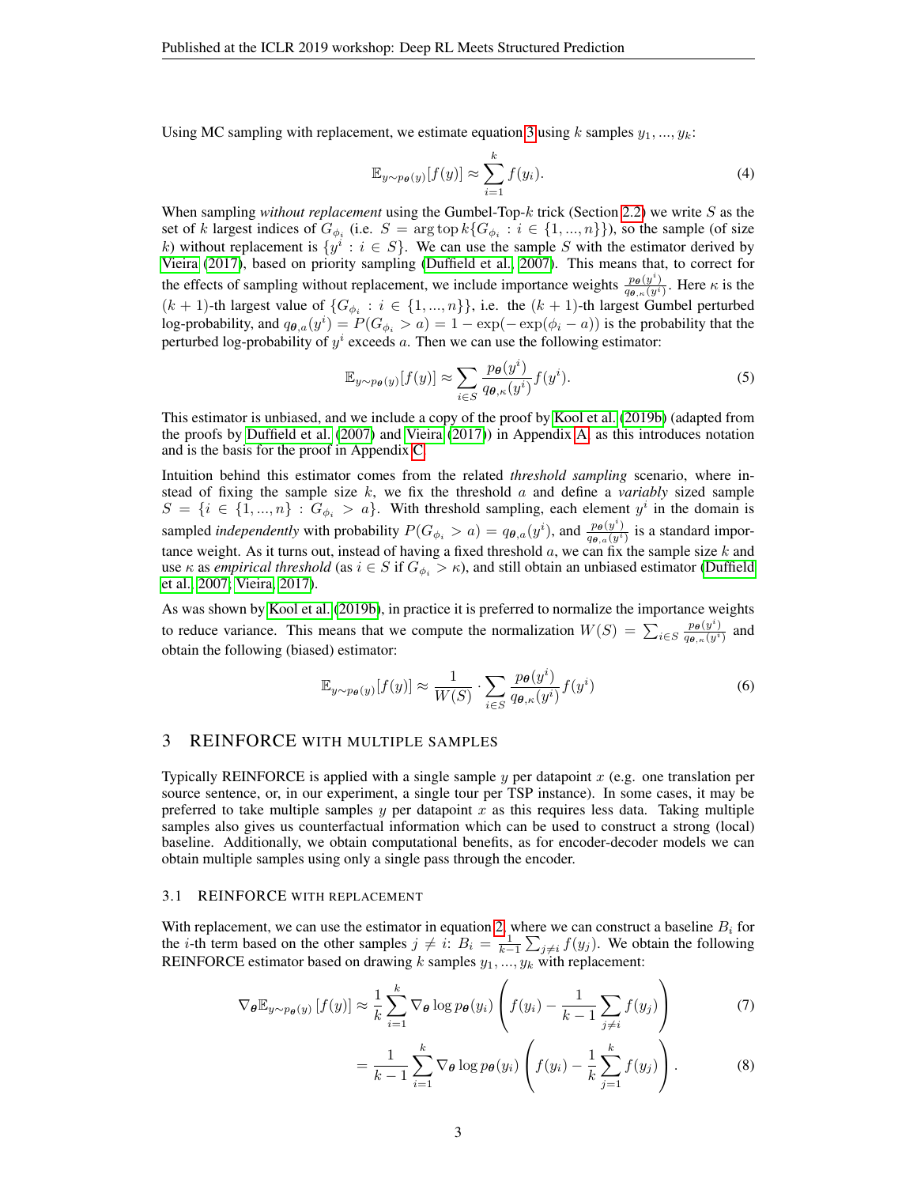Using MC sampling with replacement, we estimate equation 3 using $k$ samples $y_1, ..., y_k$:

$$\mathbb{E}_{y \sim p_{\boldsymbol{\theta}}(y)}[f(y)] \approx \sum_{i=1}^{k} f(y_i). \tag{4}$$

When sampling *without replacement* using the Gumbel-Top-$k$ trick (Section 2.2) we write $S$ as the set of $k$ largest indices of $G_{\phi_i}$ (i.e. $S = \arg\operatorname{top} k\{G_{\phi_i} : i \in \{1, ..., n\}\}$), so the sample (of size $k$) without replacement is $\{y^i : i \in S\}$. We can use the sample $S$ with the estimator derived by Vieira (2017), based on priority sampling (Duffield et al., 2007). This means that, to correct for the effects of sampling without replacement, we include importance weights $\frac{p_{\boldsymbol{\theta}}(y^i)}{q_{\boldsymbol{\theta},\kappa}(y^i)}$. Here $\kappa$ is the $(k+1)$-th largest value of $\{G_{\phi_i} : i \in \{1, ..., n\}\}$, i.e. the $(k+1)$-th largest Gumbel perturbed log-probability, and $q_{\boldsymbol{\theta},a}(y^i) = P(G_{\phi_i} > a) = 1 - \exp(-\exp(\phi_i - a))$ is the probability that the perturbed log-probability of $y^i$ exceeds $a$. Then we can use the following estimator:

$$\mathbb{E}_{y \sim p_{\boldsymbol{\theta}}(y)}[f(y)] \approx \sum_{i \in S} \frac{p_{\boldsymbol{\theta}}(y^i)}{q_{\boldsymbol{\theta},\kappa}(y^i)} f(y^i). \tag{5}$$

This estimator is unbiased, and we include a copy of the proof by Kool et al. (2019b) (adapted from the proofs by Duffield et al. (2007) and Vieira (2017)) in Appendix A, as this introduces notation and is the basis for the proof in Appendix C.

Intuition behind this estimator comes from the related *threshold sampling* scenario, where instead of fixing the sample size $k$, we fix the threshold $a$ and define a *variably* sized sample $S = \{i \in \{1, ..., n\} : G_{\phi_i} > a\}$. With threshold sampling, each element $y^i$ in the domain is sampled *independently* with probability $P(G_{\phi_i} > a) = q_{\boldsymbol{\theta},a}(y^i)$, and $\frac{p_{\boldsymbol{\theta}}(y^i)}{q_{\boldsymbol{\theta},a}(y^i)}$ is a standard importance weight. As it turns out, instead of having a fixed threshold $a$, we can fix the sample size $k$ and use $\kappa$ as *empirical threshold* (as $i \in S$ if $G_{\phi_i} > \kappa$), and still obtain an unbiased estimator (Duffield et al., 2007; Vieira, 2017).

As was shown by Kool et al. (2019b), in practice it is preferred to normalize the importance weights to reduce variance. This means that we compute the normalization $W(S) = \sum_{i \in S} \frac{p_{\boldsymbol{\theta}}(y^i)}{q_{\boldsymbol{\theta},\kappa}(y^i)}$ and obtain the following (biased) estimator:

$$\mathbb{E}_{y \sim p_{\boldsymbol{\theta}}(y)}[f(y)] \approx \frac{1}{W(S)} \cdot \sum_{i \in S} \frac{p_{\boldsymbol{\theta}}(y^i)}{q_{\boldsymbol{\theta},\kappa}(y^i)} f(y^i) \tag{6}$$

## 3 REINFORCE WITH MULTIPLE SAMPLES

Typically REINFORCE is applied with a single sample $y$ per datapoint $x$ (e.g. one translation per source sentence, or, in our experiment, a single tour per TSP instance). In some cases, it may be preferred to take multiple samples $y$ per datapoint $x$ as this requires less data. Taking multiple samples also gives us counterfactual information which can be used to construct a strong (local) baseline. Additionally, we obtain computational benefits, as for encoder-decoder models we can obtain multiple samples using only a single pass through the encoder.

### 3.1 REINFORCE WITH REPLACEMENT

With replacement, we can use the estimator in equation 2, where we can construct a baseline $B_i$ for the $i$-th term based on the other samples $j \neq i$: $B_i = \frac{1}{k-1} \sum_{j \neq i} f(y_j)$. We obtain the following REINFORCE estimator based on drawing $k$ samples $y_1, ..., y_k$ with replacement:

$$\nabla_{\boldsymbol{\theta}} \mathbb{E}_{y \sim p_{\boldsymbol{\theta}}(y)}[f(y)] \approx \frac{1}{k} \sum_{i=1}^{k} \nabla_{\boldsymbol{\theta}} \log p_{\boldsymbol{\theta}}(y_i) \left( f(y_i) - \frac{1}{k-1} \sum_{j \neq i} f(y_j) \right) \tag{7}$$

$$= \frac{1}{k-1} \sum_{i=1}^{k} \nabla_{\boldsymbol{\theta}} \log p_{\boldsymbol{\theta}}(y_i) \left( f(y_i) - \frac{1}{k} \sum_{j=1}^{k} f(y_j) \right). \tag{8}$$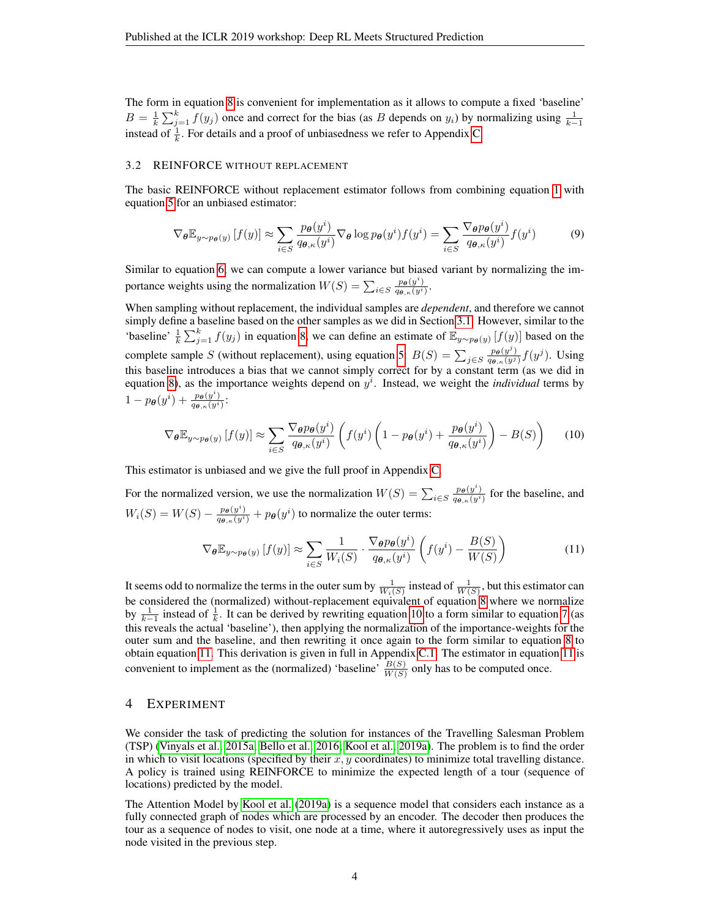The form in equation 8 is convenient for implementation as it allows to compute a fixed 'baseline' $B = \frac{1}{k}\sum_{j=1}^{k} f(y_j)$ once and correct for the bias (as $B$ depends on $y_i$) by normalizing using $\frac{1}{k-1}$ instead of $\frac{1}{k}$. For details and a proof of unbiasedness we refer to Appendix C.

### 3.2 REINFORCE WITHOUT REPLACEMENT

The basic REINFORCE without replacement estimator follows from combining equation 1 with equation 5 for an unbiased estimator:

$$\nabla_{\boldsymbol{\theta}} \mathbb{E}_{y \sim p_{\boldsymbol{\theta}}(y)} \left[f(y)\right] \approx \sum_{i \in S} \frac{p_{\boldsymbol{\theta}}(y^i)}{q_{\boldsymbol{\theta},\kappa}(y^i)} \nabla_{\boldsymbol{\theta}} \log p_{\boldsymbol{\theta}}(y^i) f(y^i) = \sum_{i \in S} \frac{\nabla_{\boldsymbol{\theta}} p_{\boldsymbol{\theta}}(y^i)}{q_{\boldsymbol{\theta},\kappa}(y^i)} f(y^i) \tag{9}$$

Similar to equation 6, we can compute a lower variance but biased variant by normalizing the importance weights using the normalization $W(S) = \sum_{i \in S} \frac{p_{\boldsymbol{\theta}}(y^i)}{q_{\boldsymbol{\theta},\kappa}(y^i)}$.

When sampling without replacement, the individual samples are *dependent*, and therefore we cannot simply define a baseline based on the other samples as we did in Section 3.1. However, similar to the 'baseline' $\frac{1}{k}\sum_{j=1}^{k} f(y_j)$ in equation 8, we can define an estimate of $\mathbb{E}_{y \sim p_{\boldsymbol{\theta}}(y)}\left[f(y)\right]$ based on the complete sample $S$ (without replacement), using equation 5: $B(S) = \sum_{j \in S} \frac{p_{\boldsymbol{\theta}}(y^j)}{q_{\boldsymbol{\theta},\kappa}(y^j)} f(y^j)$. Using this baseline introduces a bias that we cannot simply correct for by a constant term (as we did in equation 8), as the importance weights depend on $y^i$. Instead, we weight the *individual* terms by $1 - p_{\boldsymbol{\theta}}(y^i) + \frac{p_{\boldsymbol{\theta}}(y^i)}{q_{\boldsymbol{\theta},\kappa}(y^i)}$:

$$\nabla_{\boldsymbol{\theta}} \mathbb{E}_{y \sim p_{\boldsymbol{\theta}}(y)} \left[f(y)\right] \approx \sum_{i \in S} \frac{\nabla_{\boldsymbol{\theta}} p_{\boldsymbol{\theta}}(y^i)}{q_{\boldsymbol{\theta},\kappa}(y^i)} \left( f(y^i) \left( 1 - p_{\boldsymbol{\theta}}(y^i) + \frac{p_{\boldsymbol{\theta}}(y^i)}{q_{\boldsymbol{\theta},\kappa}(y^i)} \right) - B(S) \right) \tag{10}$$

This estimator is unbiased and we give the full proof in Appendix C.

For the normalized version, we use the normalization $W(S) = \sum_{i \in S} \frac{p_{\boldsymbol{\theta}}(y^i)}{q_{\boldsymbol{\theta},\kappa}(y^i)}$ for the baseline, and $W_i(S) = W(S) - \frac{p_{\boldsymbol{\theta}}(y^i)}{q_{\boldsymbol{\theta},\kappa}(y^i)} + p_{\boldsymbol{\theta}}(y^i)$ to normalize the outer terms:

$$\nabla_{\boldsymbol{\theta}} \mathbb{E}_{y \sim p_{\boldsymbol{\theta}}(y)} \left[f(y)\right] \approx \sum_{i \in S} \frac{1}{W_i(S)} \cdot \frac{\nabla_{\boldsymbol{\theta}} p_{\boldsymbol{\theta}}(y^i)}{q_{\boldsymbol{\theta},\kappa}(y^i)} \left( f(y^i) - \frac{B(S)}{W(S)} \right) \tag{11}$$

It seems odd to normalize the terms in the outer sum by $\frac{1}{W_i(S)}$ instead of $\frac{1}{W(S)}$, but this estimator can be considered the (normalized) without-replacement equivalent of equation 8 where we normalize by $\frac{1}{k-1}$ instead of $\frac{1}{k}$. It can be derived by rewriting equation 10 to a form similar to equation 7 (as this reveals the actual 'baseline'), then applying the normalization of the importance-weights for the outer sum and the baseline, and then rewriting it once again to the form similar to equation 8 to obtain equation 11. This derivation is given in full in Appendix C.1. The estimator in equation 11 is convenient to implement as the (normalized) 'baseline' $\frac{B(S)}{W(S)}$ only has to be computed once.

## 4 EXPERIMENT

We consider the task of predicting the solution for instances of the Travelling Salesman Problem (TSP) (Vinyals et al., 2015a; Bello et al., 2016; Kool et al., 2019a). The problem is to find the order in which to visit locations (specified by their $x, y$ coordinates) to minimize total travelling distance. A policy is trained using REINFORCE to minimize the expected length of a tour (sequence of locations) predicted by the model.

The Attention Model by Kool et al. (2019a) is a sequence model that considers each instance as a fully connected graph of nodes which are processed by an encoder. The decoder then produces the tour as a sequence of nodes to visit, one node at a time, where it autoregressively uses as input the node visited in the previous step.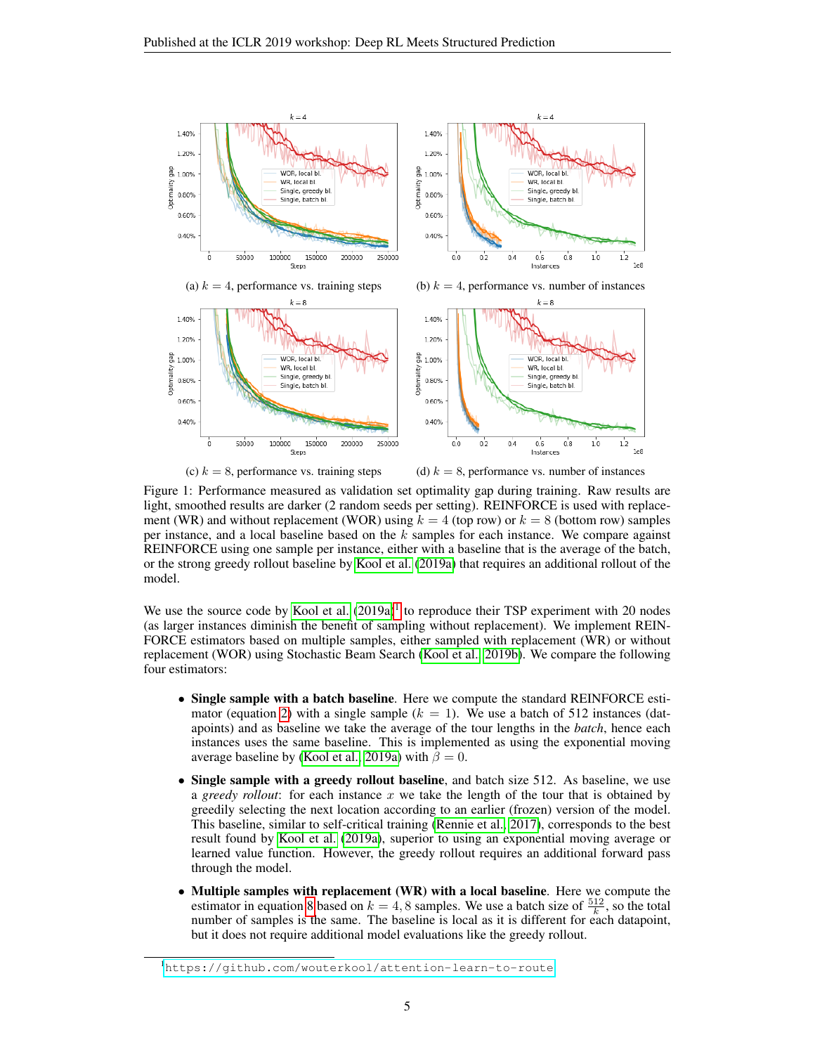(a) $k = 4$, performance vs. training steps

(b) $k = 4$, performance vs. number of instances

(c) $k = 8$, performance vs. training steps

(d) $k = 8$, performance vs. number of instances

Figure 1: Performance measured as validation set optimality gap during training. Raw results are light, smoothed results are darker (2 random seeds per setting). REINFORCE is used with replacement (WR) and without replacement (WOR) using $k = 4$ (top row) or $k = 8$ (bottom row) samples per instance, and a local baseline based on the $k$ samples for each instance. We compare against REINFORCE using one sample per instance, either with a baseline that is the average of the batch, or the strong greedy rollout baseline by Kool et al. (2019a) that requires an additional rollout of the model.

We use the source code by Kool et al. (2019a)[1] to reproduce their TSP experiment with 20 nodes (as larger instances diminish the benefit of sampling without replacement). We implement REINFORCE estimators based on multiple samples, either sampled with replacement (WR) or without replacement (WOR) using Stochastic Beam Search (Kool et al., 2019b). We compare the following four estimators:

- **Single sample with a batch baseline**. Here we compute the standard REINFORCE estimator (equation 2) with a single sample ($k = 1$). We use a batch of 512 instances (datapoints) and as baseline we take the average of the tour lengths in the *batch*, hence each instances uses the same baseline. This is implemented as using the exponential moving average baseline by (Kool et al., 2019a) with $\beta = 0$.
- **Single sample with a greedy rollout baseline**, and batch size 512. As baseline, we use a *greedy rollout*: for each instance $x$ we take the length of the tour that is obtained by greedily selecting the next location according to an earlier (frozen) version of the model. This baseline, similar to self-critical training (Rennie et al., 2017), corresponds to the best result found by Kool et al. (2019a), superior to using an exponential moving average or learned value function. However, the greedy rollout requires an additional forward pass through the model.
- **Multiple samples with replacement (WR) with a local baseline**. Here we compute the estimator in equation 8 based on $k = 4, 8$ samples. We use a batch size of $\frac{512}{k}$, so the total number of samples is the same. The baseline is local as it is different for each datapoint, but it does not require additional model evaluations like the greedy rollout.

[1] https://github.com/wouterkool/attention-learn-to-route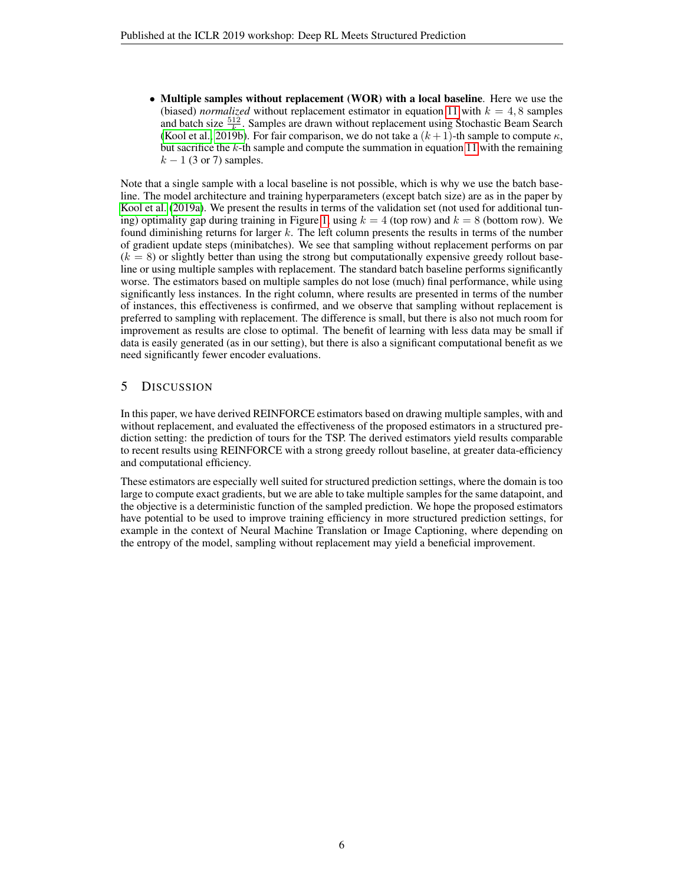- **Multiple samples without replacement (WOR) with a local baseline**. Here we use the (biased) *normalized* without replacement estimator in equation 11 with $k = 4, 8$ samples and batch size $\frac{512}{k}$. Samples are drawn without replacement using Stochastic Beam Search (Kool et al., 2019b). For fair comparison, we do not take a $(k+1)$-th sample to compute $\kappa$, but sacrifice the $k$-th sample and compute the summation in equation 11 with the remaining $k - 1$ (3 or 7) samples.

Note that a single sample with a local baseline is not possible, which is why we use the batch baseline. The model architecture and training hyperparameters (except batch size) are as in the paper by Kool et al. (2019a). We present the results in terms of the validation set (not used for additional tuning) optimality gap during training in Figure 1, using $k = 4$ (top row) and $k = 8$ (bottom row). We found diminishing returns for larger $k$. The left column presents the results in terms of the number of gradient update steps (minibatches). We see that sampling without replacement performs on par ($k = 8$) or slightly better than using the strong but computationally expensive greedy rollout baseline or using multiple samples with replacement. The standard batch baseline performs significantly worse. The estimators based on multiple samples do not lose (much) final performance, while using significantly less instances. In the right column, where results are presented in terms of the number of instances, this effectiveness is confirmed, and we observe that sampling without replacement is preferred to sampling with replacement. The difference is small, but there is also not much room for improvement as results are close to optimal. The benefit of learning with less data may be small if data is easily generated (as in our setting), but there is also a significant computational benefit as we need significantly fewer encoder evaluations.

# 5 Discussion

In this paper, we have derived REINFORCE estimators based on drawing multiple samples, with and without replacement, and evaluated the effectiveness of the proposed estimators in a structured prediction setting: the prediction of tours for the TSP. The derived estimators yield results comparable to recent results using REINFORCE with a strong greedy rollout baseline, at greater data-efficiency and computational efficiency.

These estimators are especially well suited for structured prediction settings, where the domain is too large to compute exact gradients, but we are able to take multiple samples for the same datapoint, and the objective is a deterministic function of the sampled prediction. We hope the proposed estimators have potential to be used to improve training efficiency in more structured prediction settings, for example in the context of Neural Machine Translation or Image Captioning, where depending on the entropy of the model, sampling without replacement may yield a beneficial improvement.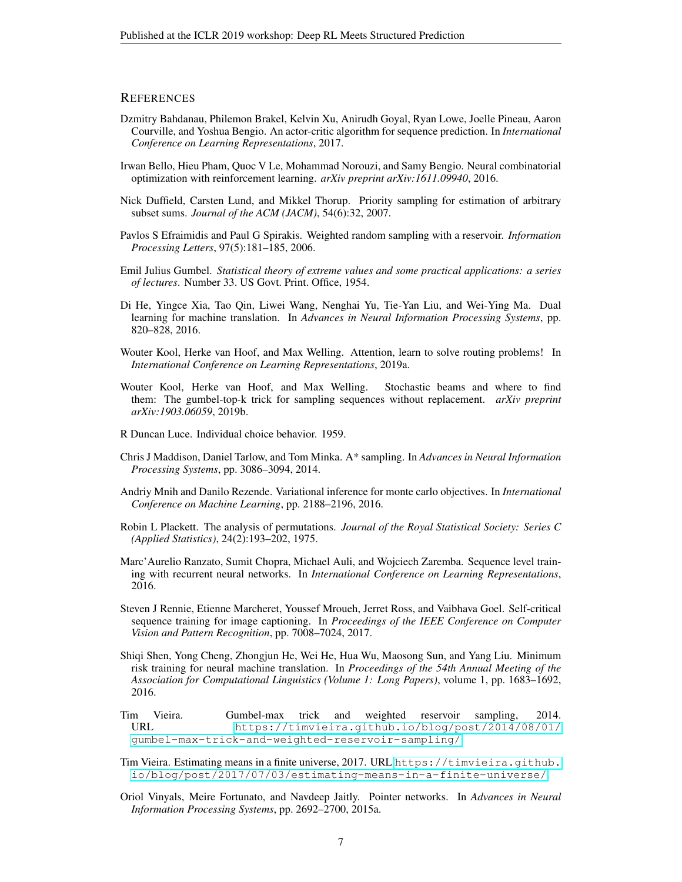## REFERENCES

Dzmitry Bahdanau, Philemon Brakel, Kelvin Xu, Anirudh Goyal, Ryan Lowe, Joelle Pineau, Aaron Courville, and Yoshua Bengio. An actor-critic algorithm for sequence prediction. In *International Conference on Learning Representations*, 2017.

Irwan Bello, Hieu Pham, Quoc V Le, Mohammad Norouzi, and Samy Bengio. Neural combinatorial optimization with reinforcement learning. *arXiv preprint arXiv:1611.09940*, 2016.

Nick Duffield, Carsten Lund, and Mikkel Thorup. Priority sampling for estimation of arbitrary subset sums. *Journal of the ACM (JACM)*, 54(6):32, 2007.

Pavlos S Efraimidis and Paul G Spirakis. Weighted random sampling with a reservoir. *Information Processing Letters*, 97(5):181–185, 2006.

Emil Julius Gumbel. *Statistical theory of extreme values and some practical applications: a series of lectures*. Number 33. US Govt. Print. Office, 1954.

Di He, Yingce Xia, Tao Qin, Liwei Wang, Nenghai Yu, Tie-Yan Liu, and Wei-Ying Ma. Dual learning for machine translation. In *Advances in Neural Information Processing Systems*, pp. 820–828, 2016.

Wouter Kool, Herke van Hoof, and Max Welling. Attention, learn to solve routing problems! In *International Conference on Learning Representations*, 2019a.

Wouter Kool, Herke van Hoof, and Max Welling. Stochastic beams and where to find them: The gumbel-top-k trick for sampling sequences without replacement. *arXiv preprint arXiv:1903.06059*, 2019b.

R Duncan Luce. Individual choice behavior. 1959.

Chris J Maddison, Daniel Tarlow, and Tom Minka. A* sampling. In *Advances in Neural Information Processing Systems*, pp. 3086–3094, 2014.

Andriy Mnih and Danilo Rezende. Variational inference for monte carlo objectives. In *International Conference on Machine Learning*, pp. 2188–2196, 2016.

Robin L Plackett. The analysis of permutations. *Journal of the Royal Statistical Society: Series C (Applied Statistics)*, 24(2):193–202, 1975.

Marc'Aurelio Ranzato, Sumit Chopra, Michael Auli, and Wojciech Zaremba. Sequence level training with recurrent neural networks. In *International Conference on Learning Representations*, 2016.

Steven J Rennie, Etienne Marcheret, Youssef Mroueh, Jerret Ross, and Vaibhava Goel. Self-critical sequence training for image captioning. In *Proceedings of the IEEE Conference on Computer Vision and Pattern Recognition*, pp. 7008–7024, 2017.

Shiqi Shen, Yong Cheng, Zhongjun He, Wei He, Hua Wu, Maosong Sun, and Yang Liu. Minimum risk training for neural machine translation. In *Proceedings of the 54th Annual Meeting of the Association for Computational Linguistics (Volume 1: Long Papers)*, volume 1, pp. 1683–1692, 2016.

Tim Vieira. Gumbel-max trick and weighted reservoir sampling, 2014. URL https://timvieira.github.io/blog/post/2014/08/01/gumbel-max-trick-and-weighted-reservoir-sampling/.

Tim Vieira. Estimating means in a finite universe, 2017. URL https://timvieira.github.io/blog/post/2017/07/03/estimating-means-in-a-finite-universe/.

Oriol Vinyals, Meire Fortunato, and Navdeep Jaitly. Pointer networks. In *Advances in Neural Information Processing Systems*, pp. 2692–2700, 2015a.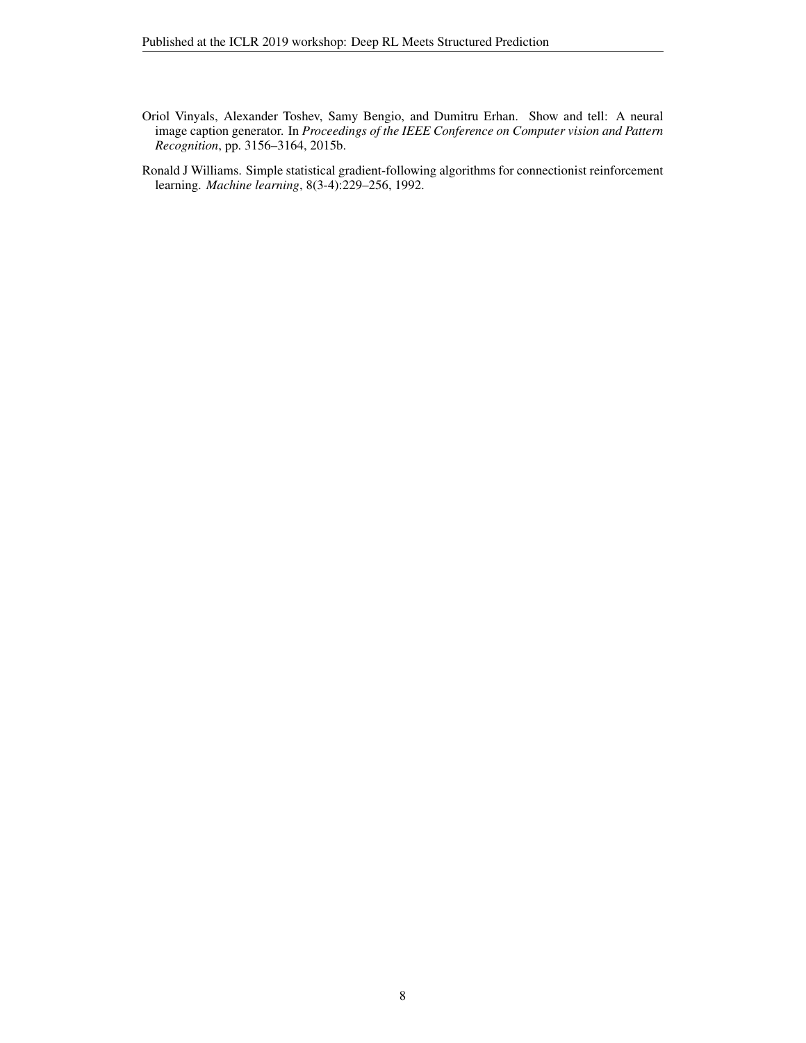Oriol Vinyals, Alexander Toshev, Samy Bengio, and Dumitru Erhan. Show and tell: A neural image caption generator. In *Proceedings of the IEEE Conference on Computer vision and Pattern Recognition*, pp. 3156–3164, 2015b.

Ronald J Williams. Simple statistical gradient-following algorithms for connectionist reinforcement learning. *Machine learning*, 8(3-4):229–256, 1992.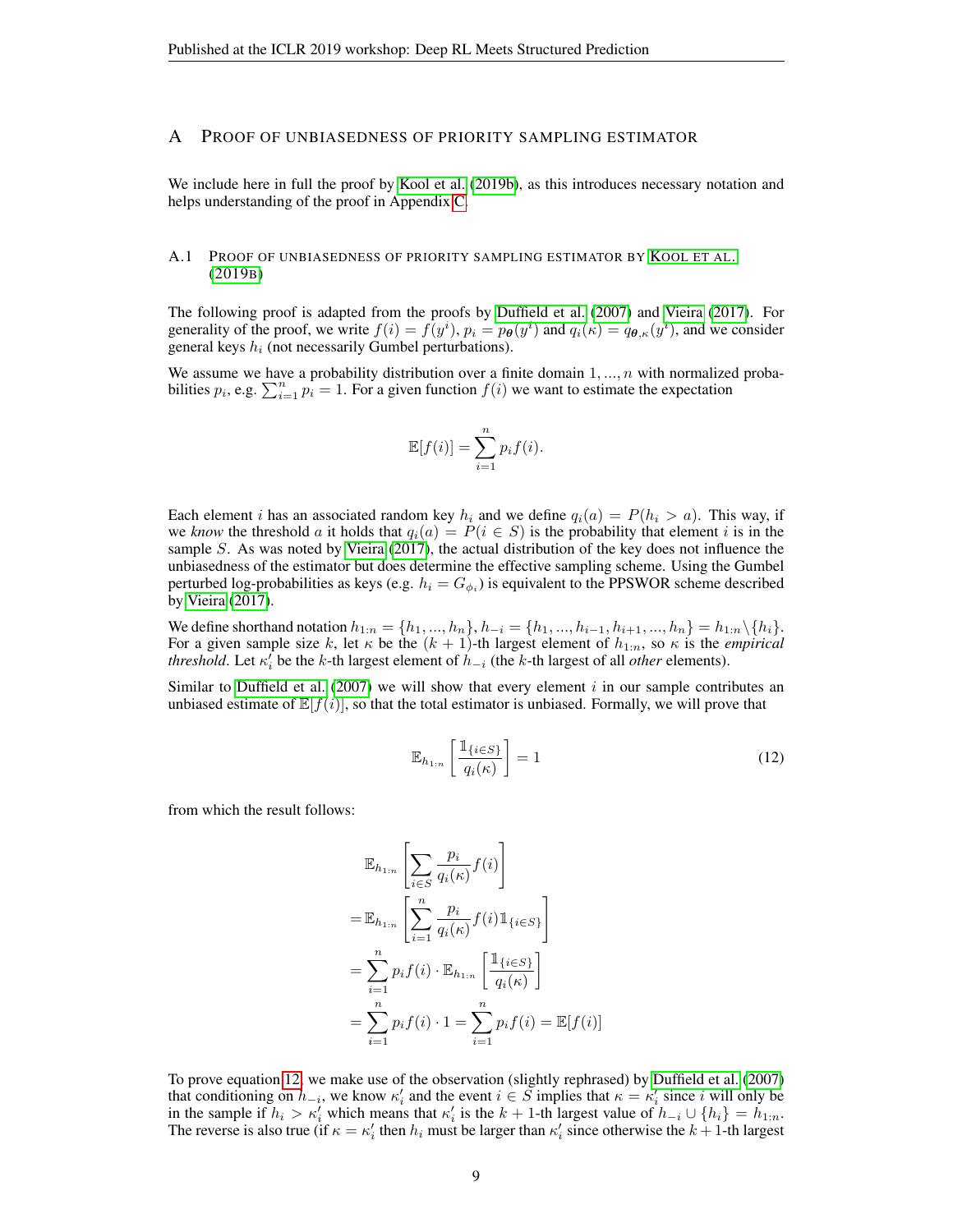# A Proof of unbiasedness of priority sampling estimator

We include here in full the proof by Kool et al. (2019b), as this introduces necessary notation and helps understanding of the proof in Appendix C.

## A.1 Proof of unbiasedness of priority sampling estimator by Kool et al. (2019b)

The following proof is adapted from the proofs by Duffield et al. (2007) and Vieira (2017). For generality of the proof, we write $f(i) = f(y^i)$, $p_i = p_{\boldsymbol{\theta}}(y^i)$ and $q_i(\kappa) = q_{\boldsymbol{\theta},\kappa}(y^i)$, and we consider general keys $h_i$ (not necessarily Gumbel perturbations).

We assume we have a probability distribution over a finite domain $1, ..., n$ with normalized probabilities $p_i$, e.g. $\sum_{i=1}^n p_i = 1$. For a given function $f(i)$ we want to estimate the expectation

$$\mathbb{E}[f(i)] = \sum_{i=1}^n p_i f(i).$$

Each element $i$ has an associated random key $h_i$ and we define $q_i(a) = P(h_i > a)$. This way, if we *know* the threshold $a$ it holds that $q_i(a) = P(i \in S)$ is the probability that element $i$ is in the sample $S$. As was noted by Vieira (2017), the actual distribution of the key does not influence the unbiasedness of the estimator but does determine the effective sampling scheme. Using the Gumbel perturbed log-probabilities as keys (e.g. $h_i = G_{\phi_i}$) is equivalent to the PPSWOR scheme described by Vieira (2017).

We define shorthand notation $h_{1:n} = \{h_1, ..., h_n\}$, $h_{-i} = \{h_1, ..., h_{i-1}, h_{i+1}, ..., h_n\} = h_{1:n} \setminus \{h_i\}$. For a given sample size $k$, let $\kappa$ be the $(k+1)$-th largest element of $h_{1:n}$, so $\kappa$ is the *empirical threshold*. Let $\kappa_i'$ be the $k$-th largest element of $h_{-i}$ (the $k$-th largest of all *other* elements).

Similar to Duffield et al. (2007) we will show that every element $i$ in our sample contributes an unbiased estimate of $\mathbb{E}[f(i)]$, so that the total estimator is unbiased. Formally, we will prove that

$$\mathbb{E}_{h_{1:n}}\left[\frac{\mathbb{1}_{\{i \in S\}}}{q_i(\kappa)}\right] = 1 \tag{12}$$

from which the result follows:

$$\begin{aligned}
&\mathbb{E}_{h_{1:n}}\left[\sum_{i \in S} \frac{p_i}{q_i(\kappa)} f(i)\right] \\
=&\mathbb{E}_{h_{1:n}}\left[\sum_{i=1}^n \frac{p_i}{q_i(\kappa)} f(i) \mathbb{1}_{\{i \in S\}}\right] \\
=&\sum_{i=1}^n p_i f(i) \cdot \mathbb{E}_{h_{1:n}}\left[\frac{\mathbb{1}_{\{i \in S\}}}{q_i(\kappa)}\right] \\
=&\sum_{i=1}^n p_i f(i) \cdot 1 = \sum_{i=1}^n p_i f(i) = \mathbb{E}[f(i)]
\end{aligned}$$

To prove equation 12, we make use of the observation (slightly rephrased) by Duffield et al. (2007) that conditioning on $h_{-i}$, we know $\kappa_i'$ and the event $i \in S$ implies that $\kappa = \kappa_i'$ since $i$ will only be in the sample if $h_i > \kappa_i'$ which means that $\kappa_i'$ is the $k+1$-th largest value of $h_{-i} \cup \{h_i\} = h_{1:n}$. The reverse is also true (if $\kappa = \kappa_i'$ then $h_i$ must be larger than $\kappa_i'$ since otherwise the $k+1$-th largest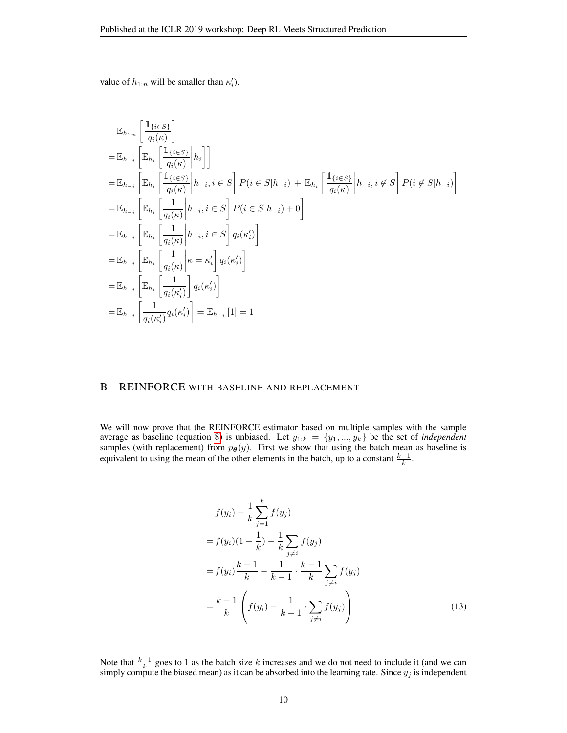value of $h_{1:n}$ will be smaller than $\kappa_i'$).

$$
\begin{aligned}
&\mathbb{E}_{h_{1:n}}\left[\frac{\mathbb{1}_{\{i \in S\}}}{q_i(\kappa)}\right] \\
=&\mathbb{E}_{h_{-i}}\left[\mathbb{E}_{h_i}\left[\frac{\mathbb{1}_{\{i \in S\}}}{q_i(\kappa)}\middle| h_i\right]\right] \\
=&\mathbb{E}_{h_{-i}}\left[\mathbb{E}_{h_i}\left[\frac{\mathbb{1}_{\{i \in S\}}}{q_i(\kappa)}\middle| h_{-i}, i \in S\right] P(i \in S | h_{-i}) + \mathbb{E}_{h_i}\left[\frac{\mathbb{1}_{\{i \in S\}}}{q_i(\kappa)}\middle| h_{-i}, i \notin S\right] P(i \notin S | h_{-i})\right] \\
=&\mathbb{E}_{h_{-i}}\left[\mathbb{E}_{h_i}\left[\frac{1}{q_i(\kappa)}\middle| h_{-i}, i \in S\right] P(i \in S | h_{-i}) + 0\right] \\
=&\mathbb{E}_{h_{-i}}\left[\mathbb{E}_{h_i}\left[\frac{1}{q_i(\kappa)}\middle| h_{-i}, i \in S\right] q_i(\kappa_i')\right] \\
=&\mathbb{E}_{h_{-i}}\left[\mathbb{E}_{h_i}\left[\frac{1}{q_i(\kappa)}\middle| \kappa = \kappa_i'\right] q_i(\kappa_i')\right] \\
=&\mathbb{E}_{h_{-i}}\left[\mathbb{E}_{h_i}\left[\frac{1}{q_i(\kappa_i')}\right] q_i(\kappa_i')\right] \\
=&\mathbb{E}_{h_{-i}}\left[\frac{1}{q_i(\kappa_i')} q_i(\kappa_i')\right] = \mathbb{E}_{h_{-i}}\left[1\right] = 1
\end{aligned}
$$

## B REINFORCE WITH BASELINE AND REPLACEMENT

We will now prove that the REINFORCE estimator based on multiple samples with the sample average as baseline (equation 8) is unbiased. Let $y_{1:k} = \{y_1, ..., y_k\}$ be the set of *independent* samples (with replacement) from $p_{\boldsymbol{\theta}}(y)$. First we show that using the batch mean as baseline is equivalent to using the mean of the other elements in the batch, up to a constant $\frac{k-1}{k}$.

$$
\begin{aligned}
& f(y_i) - \frac{1}{k}\sum_{j=1}^{k} f(y_j) \\
=& f(y_i)(1 - \frac{1}{k}) - \frac{1}{k}\sum_{j \neq i} f(y_j) \\
=& f(y_i)\frac{k-1}{k} - \frac{1}{k-1} \cdot \frac{k-1}{k}\sum_{j \neq i} f(y_j) \\
=& \frac{k-1}{k}\left(f(y_i) - \frac{1}{k-1} \cdot \sum_{j \neq i} f(y_j)\right)
\end{aligned}
\tag{13}
$$

Note that $\frac{k-1}{k}$ goes to 1 as the batch size $k$ increases and we do not need to include it (and we can simply compute the biased mean) as it can be absorbed into the learning rate. Since $y_j$ is independent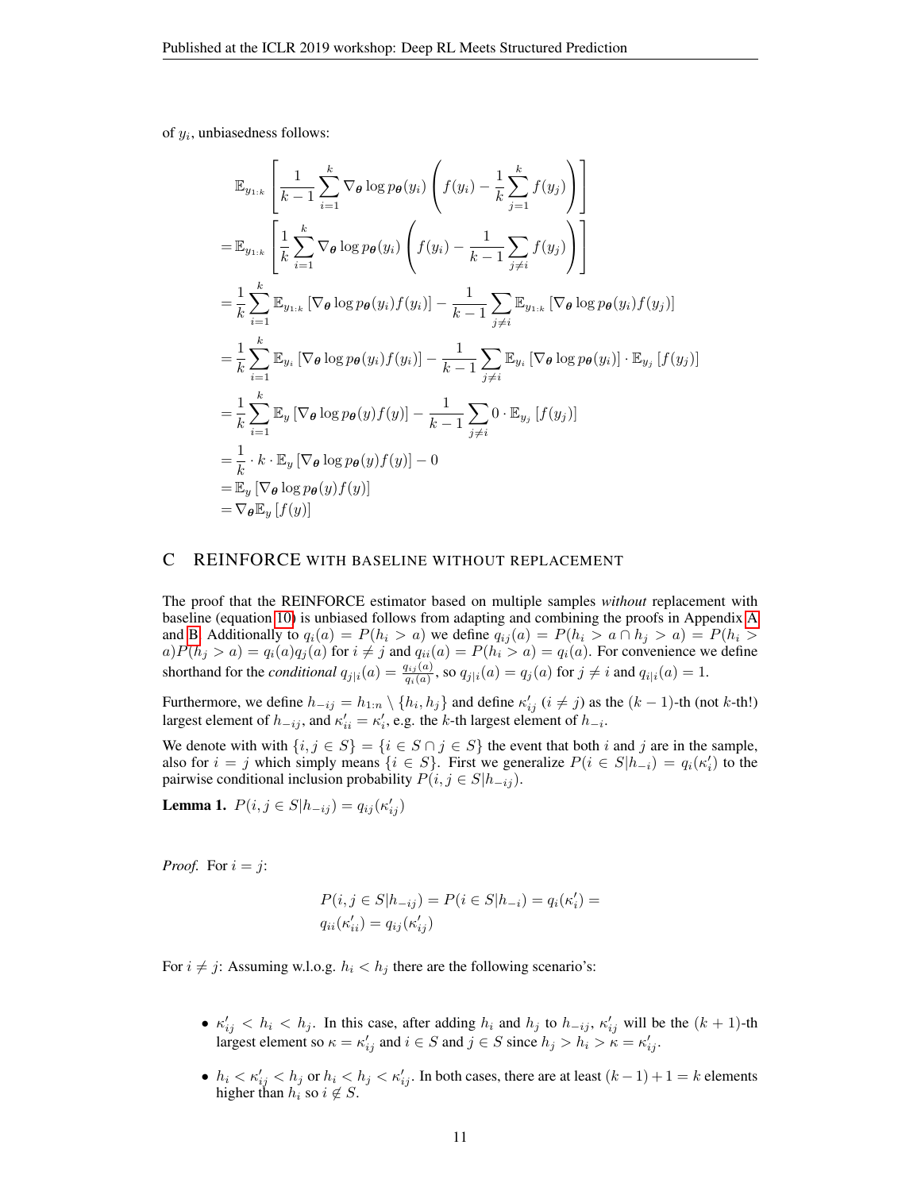of $y_i$, unbiasedness follows:

$$
\begin{aligned}
&\mathbb{E}_{y_{1:k}}\left[\frac{1}{k-1}\sum_{i=1}^{k}\nabla_{\boldsymbol{\theta}}\log p_{\boldsymbol{\theta}}(y_i)\left(f(y_i)-\frac{1}{k}\sum_{j=1}^{k}f(y_j)\right)\right] \\
=&\mathbb{E}_{y_{1:k}}\left[\frac{1}{k}\sum_{i=1}^{k}\nabla_{\boldsymbol{\theta}}\log p_{\boldsymbol{\theta}}(y_i)\left(f(y_i)-\frac{1}{k-1}\sum_{j\neq i}f(y_j)\right)\right] \\
=&\frac{1}{k}\sum_{i=1}^{k}\mathbb{E}_{y_{1:k}}\left[\nabla_{\boldsymbol{\theta}}\log p_{\boldsymbol{\theta}}(y_i)f(y_i)\right]-\frac{1}{k-1}\sum_{j\neq i}\mathbb{E}_{y_{1:k}}\left[\nabla_{\boldsymbol{\theta}}\log p_{\boldsymbol{\theta}}(y_i)f(y_j)\right] \\
=&\frac{1}{k}\sum_{i=1}^{k}\mathbb{E}_{y_i}\left[\nabla_{\boldsymbol{\theta}}\log p_{\boldsymbol{\theta}}(y_i)f(y_i)\right]-\frac{1}{k-1}\sum_{j\neq i}\mathbb{E}_{y_i}\left[\nabla_{\boldsymbol{\theta}}\log p_{\boldsymbol{\theta}}(y_i)\right]\cdot\mathbb{E}_{y_j}\left[f(y_j)\right] \\
=&\frac{1}{k}\sum_{i=1}^{k}\mathbb{E}_{y}\left[\nabla_{\boldsymbol{\theta}}\log p_{\boldsymbol{\theta}}(y)f(y)\right]-\frac{1}{k-1}\sum_{j\neq i}0\cdot\mathbb{E}_{y_j}\left[f(y_j)\right] \\
=&\frac{1}{k}\cdot k\cdot\mathbb{E}_{y}\left[\nabla_{\boldsymbol{\theta}}\log p_{\boldsymbol{\theta}}(y)f(y)\right]-0 \\
=&\mathbb{E}_{y}\left[\nabla_{\boldsymbol{\theta}}\log p_{\boldsymbol{\theta}}(y)f(y)\right] \\
=&\nabla_{\boldsymbol{\theta}}\mathbb{E}_{y}\left[f(y)\right]
\end{aligned}
$$

# C REINFORCE WITH BASELINE WITHOUT REPLACEMENT

The proof that the REINFORCE estimator based on multiple samples *without* replacement with baseline (equation 10) is unbiased follows from adapting and combining the proofs in Appendix A and B. Additionally to $q_i(a) = P(h_i > a)$ we define $q_{ij}(a) = P(h_i > a \cap h_j > a) = P(h_i > a)P(h_j > a) = q_i(a)q_j(a)$ for $i \neq j$ and $q_{ii}(a) = P(h_i > a) = q_i(a)$. For convenience we define shorthand for the *conditional* $q_{j|i}(a) = \frac{q_{ij}(a)}{q_i(a)}$, so $q_{j|i}(a) = q_j(a)$ for $j \neq i$ and $q_{i|i}(a) = 1$.

Furthermore, we define $h_{-ij} = h_{1:n} \setminus \{h_i, h_j\}$ and define $\kappa'_{ij}$ ($i \neq j$) as the $(k-1)$-th (not $k$-th!) largest element of $h_{-ij}$, and $\kappa'_{ii} = \kappa'_i$, e.g. the $k$-th largest element of $h_{-i}$.

We denote with with $\{i, j \in S\} = \{i \in S \cap j \in S\}$ the event that both $i$ and $j$ are in the sample, also for $i = j$ which simply means $\{i \in S\}$. First we generalize $P(i \in S | h_{-i}) = q_i(\kappa'_i)$ to the pairwise conditional inclusion probability $P(i, j \in S | h_{-ij})$.

**Lemma 1.** $P(i, j \in S | h_{-ij}) = q_{ij}(\kappa'_{ij})$

*Proof.* For $i = j$:

$$
\begin{aligned}
&P(i, j \in S | h_{-ij}) = P(i \in S | h_{-i}) = q_i(\kappa'_i) = \\
&q_{ii}(\kappa'_{ii}) = q_{ij}(\kappa'_{ij})
\end{aligned}
$$

For $i \neq j$: Assuming w.l.o.g. $h_i < h_j$ there are the following scenario's:

- $\kappa'_{ij} < h_i < h_j$. In this case, after adding $h_i$ and $h_j$ to $h_{-ij}$, $\kappa'_{ij}$ will be the $(k+1)$-th largest element so $\kappa = \kappa'_{ij}$ and $i \in S$ and $j \in S$ since $h_j > h_i > \kappa = \kappa'_{ij}$.
- $h_i < \kappa'_{ij} < h_j$ or $h_i < h_j < \kappa'_{ij}$. In both cases, there are at least $(k-1)+1 = k$ elements higher than $h_i$ so $i \notin S$.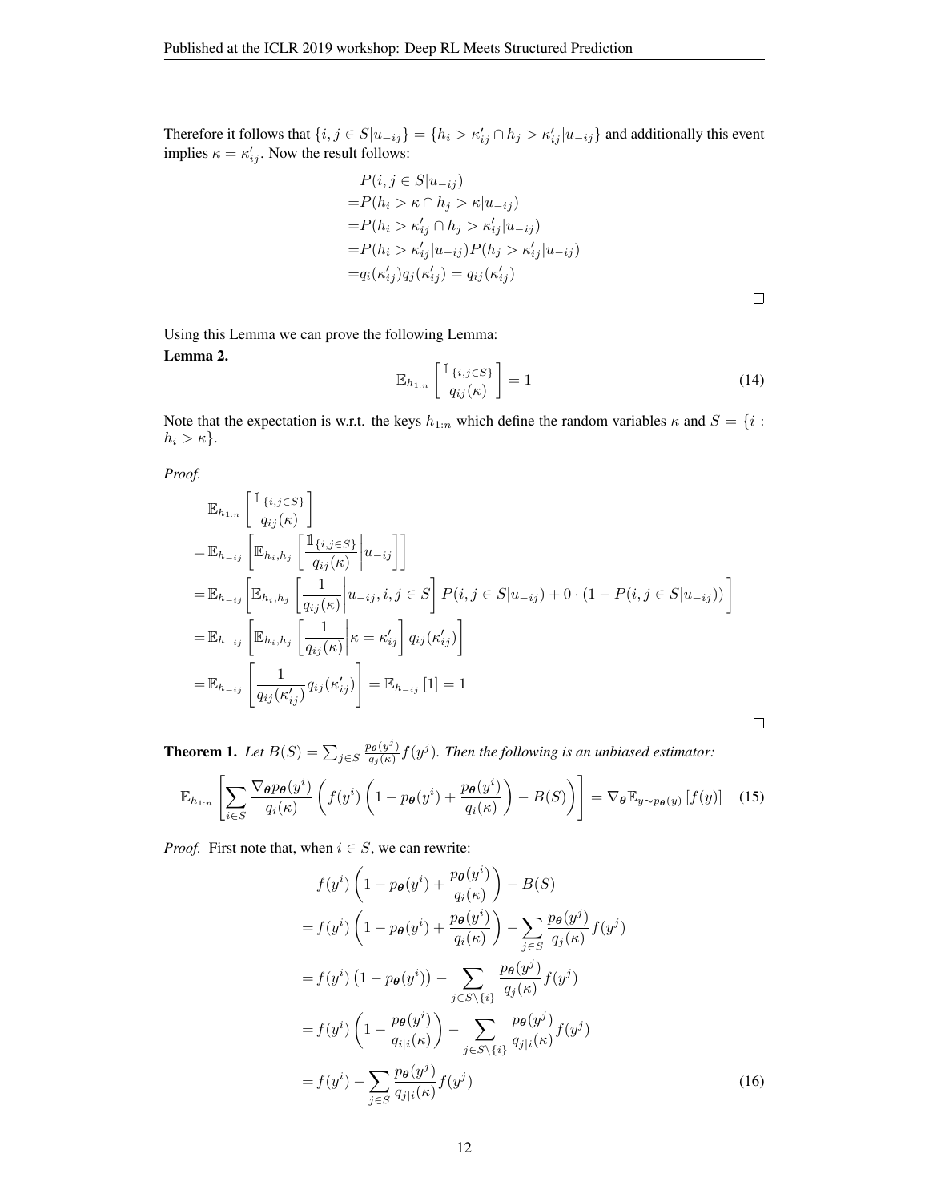Therefore it follows that $\{i, j \in S | u_{-ij}\} = \{h_i > \kappa'_{ij} \cap h_j > \kappa'_{ij} | u_{-ij}\}$ and additionally this event implies $\kappa = \kappa'_{ij}$. Now the result follows:

$$
\begin{aligned}
&P(i, j \in S | u_{-ij}) \\
=&P(h_i > \kappa \cap h_j > \kappa | u_{-ij}) \\
=&P(h_i > \kappa'_{ij} \cap h_j > \kappa'_{ij} | u_{-ij}) \\
=&P(h_i > \kappa'_{ij} | u_{-ij}) P(h_j > \kappa'_{ij} | u_{-ij}) \\
=&q_i(\kappa'_{ij}) q_j(\kappa'_{ij}) = q_{ij}(\kappa'_{ij})
\end{aligned}
$$

□

Using this Lemma we can prove the following Lemma:

**Lemma 2.**

$$
\mathbb{E}_{h_{1:n}} \left[ \frac{\mathbb{1}_{\{i,j \in S\}}}{q_{ij}(\kappa)} \right] = 1 \tag{14}
$$

Note that the expectation is w.r.t. the keys $h_{1:n}$ which define the random variables $\kappa$ and $S = \{i : h_i > \kappa\}$.

*Proof.*

$$
\begin{aligned}
&\mathbb{E}_{h_{1:n}} \left[ \frac{\mathbb{1}_{\{i,j \in S\}}}{q_{ij}(\kappa)} \right] \\
=&\mathbb{E}_{h_{-ij}} \left[ \mathbb{E}_{h_i, h_j} \left[ \frac{\mathbb{1}_{\{i,j \in S\}}}{q_{ij}(\kappa)} \middle| u_{-ij} \right] \right] \\
=&\mathbb{E}_{h_{-ij}} \left[ \mathbb{E}_{h_i, h_j} \left[ \frac{1}{q_{ij}(\kappa)} \middle| u_{-ij}, i, j \in S \right] P(i, j \in S | u_{-ij}) + 0 \cdot (1 - P(i, j \in S | u_{-ij})) \right] \\
=&\mathbb{E}_{h_{-ij}} \left[ \mathbb{E}_{h_i, h_j} \left[ \frac{1}{q_{ij}(\kappa)} \middle| \kappa = \kappa'_{ij} \right] q_{ij}(\kappa'_{ij}) \right] \\
=&\mathbb{E}_{h_{-ij}} \left[ \frac{1}{q_{ij}(\kappa'_{ij})} q_{ij}(\kappa'_{ij}) \right] = \mathbb{E}_{h_{-ij}} [1] = 1
\end{aligned}
$$

□

**Theorem 1.** *Let $B(S) = \sum_{j \in S} \frac{p_{\boldsymbol{\theta}}(y^j)}{q_j(\kappa)} f(y^j)$. Then the following is an unbiased estimator:*

$$
\mathbb{E}_{h_{1:n}} \left[ \sum_{i \in S} \frac{\nabla_{\boldsymbol{\theta}} p_{\boldsymbol{\theta}}(y^i)}{q_i(\kappa)} \left( f(y^i) \left( 1 - p_{\boldsymbol{\theta}}(y^i) + \frac{p_{\boldsymbol{\theta}}(y^i)}{q_i(\kappa)} \right) - B(S) \right) \right] = \nabla_{\boldsymbol{\theta}} \mathbb{E}_{y \sim p_{\boldsymbol{\theta}}(y)} [f(y)] \tag{15}
$$

*Proof.* First note that, when $i \in S$, we can rewrite:

$$
\begin{aligned}
&f(y^i) \left( 1 - p_{\boldsymbol{\theta}}(y^i) + \frac{p_{\boldsymbol{\theta}}(y^i)}{q_i(\kappa)} \right) - B(S) \\
=&f(y^i) \left( 1 - p_{\boldsymbol{\theta}}(y^i) + \frac{p_{\boldsymbol{\theta}}(y^i)}{q_i(\kappa)} \right) - \sum_{j \in S} \frac{p_{\boldsymbol{\theta}}(y^j)}{q_j(\kappa)} f(y^j) \\
=&f(y^i) \left( 1 - p_{\boldsymbol{\theta}}(y^i) \right) - \sum_{j \in S \setminus \{i\}} \frac{p_{\boldsymbol{\theta}}(y^j)}{q_j(\kappa)} f(y^j) \\
=&f(y^i) \left( 1 - \frac{p_{\boldsymbol{\theta}}(y^i)}{q_{i|i}(\kappa)} \right) - \sum_{j \in S \setminus \{i\}} \frac{p_{\boldsymbol{\theta}}(y^j)}{q_{j|i}(\kappa)} f(y^j) \\
=&f(y^i) - \sum_{j \in S} \frac{p_{\boldsymbol{\theta}}(y^j)}{q_{j|i}(\kappa)} f(y^j)
\end{aligned} \tag{16}
$$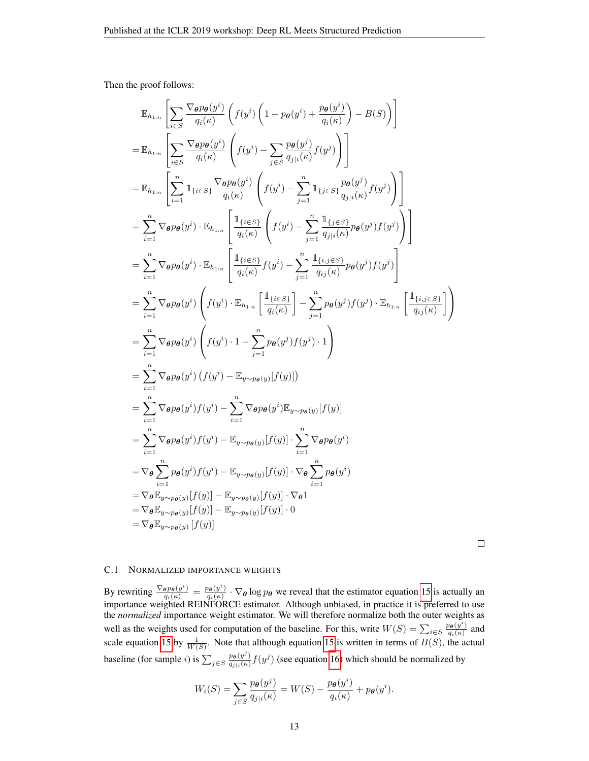Then the proof follows:

$$
\begin{aligned}
&\mathbb{E}_{h_{1:n}}\left[\sum_{i\in S}\frac{\nabla_{\boldsymbol{\theta}} p_{\boldsymbol{\theta}}(y^i)}{q_i(\kappa)}\left(f(y^i)\left(1-p_{\boldsymbol{\theta}}(y^i)+\frac{p_{\boldsymbol{\theta}}(y^i)}{q_i(\kappa)}\right)-B(S)\right)\right]\\
=&\mathbb{E}_{h_{1:n}}\left[\sum_{i\in S}\frac{\nabla_{\boldsymbol{\theta}} p_{\boldsymbol{\theta}}(y^i)}{q_i(\kappa)}\left(f(y^i)-\sum_{j\in S}\frac{p_{\boldsymbol{\theta}}(y^j)}{q_{j|i}(\kappa)}f(y^j)\right)\right]\\
=&\mathbb{E}_{h_{1:n}}\left[\sum_{i=1}^{n}\mathbb{1}_{\{i\in S\}}\frac{\nabla_{\boldsymbol{\theta}} p_{\boldsymbol{\theta}}(y^i)}{q_i(\kappa)}\left(f(y^i)-\sum_{j=1}^{n}\mathbb{1}_{\{j\in S\}}\frac{p_{\boldsymbol{\theta}}(y^j)}{q_{j|i}(\kappa)}f(y^j)\right)\right]\\
=&\sum_{i=1}^{n}\nabla_{\boldsymbol{\theta}} p_{\boldsymbol{\theta}}(y^i)\cdot\mathbb{E}_{h_{1:n}}\left[\frac{\mathbb{1}_{\{i\in S\}}}{q_i(\kappa)}\left(f(y^i)-\sum_{j=1}^{n}\frac{\mathbb{1}_{\{j\in S\}}}{q_{j|i}(\kappa)}p_{\boldsymbol{\theta}}(y^j)f(y^j)\right)\right]\\
=&\sum_{i=1}^{n}\nabla_{\boldsymbol{\theta}} p_{\boldsymbol{\theta}}(y^i)\cdot\mathbb{E}_{h_{1:n}}\left[\frac{\mathbb{1}_{\{i\in S\}}}{q_i(\kappa)}f(y^i)-\sum_{j=1}^{n}\frac{\mathbb{1}_{\{i,j\in S\}}}{q_{ij}(\kappa)}p_{\boldsymbol{\theta}}(y^j)f(y^j)\right]\\
=&\sum_{i=1}^{n}\nabla_{\boldsymbol{\theta}} p_{\boldsymbol{\theta}}(y^i)\left(f(y^i)\cdot\mathbb{E}_{h_{1:n}}\left[\frac{\mathbb{1}_{\{i\in S\}}}{q_i(\kappa)}\right]-\sum_{j=1}^{n}p_{\boldsymbol{\theta}}(y^j)f(y^j)\cdot\mathbb{E}_{h_{1:n}}\left[\frac{\mathbb{1}_{\{i,j\in S\}}}{q_{ij}(\kappa)}\right]\right)\\
=&\sum_{i=1}^{n}\nabla_{\boldsymbol{\theta}} p_{\boldsymbol{\theta}}(y^i)\left(f(y^i)\cdot 1-\sum_{j=1}^{n}p_{\boldsymbol{\theta}}(y^j)f(y^j)\cdot 1\right)\\
=&\sum_{i=1}^{n}\nabla_{\boldsymbol{\theta}} p_{\boldsymbol{\theta}}(y^i)\left(f(y^i)-\mathbb{E}_{y\sim p_{\boldsymbol{\theta}}(y)}[f(y)]\right)\\
=&\sum_{i=1}^{n}\nabla_{\boldsymbol{\theta}} p_{\boldsymbol{\theta}}(y^i)f(y^i)-\sum_{i=1}^{n}\nabla_{\boldsymbol{\theta}} p_{\boldsymbol{\theta}}(y^i)\mathbb{E}_{y\sim p_{\boldsymbol{\theta}}(y)}[f(y)]\\
=&\sum_{i=1}^{n}\nabla_{\boldsymbol{\theta}} p_{\boldsymbol{\theta}}(y^i)f(y^i)-\mathbb{E}_{y\sim p_{\boldsymbol{\theta}}(y)}[f(y)]\cdot\sum_{i=1}^{n}\nabla_{\boldsymbol{\theta}} p_{\boldsymbol{\theta}}(y^i)\\
=&\nabla_{\boldsymbol{\theta}}\sum_{i=1}^{n}p_{\boldsymbol{\theta}}(y^i)f(y^i)-\mathbb{E}_{y\sim p_{\boldsymbol{\theta}}(y)}[f(y)]\cdot\nabla_{\boldsymbol{\theta}}\sum_{i=1}^{n}p_{\boldsymbol{\theta}}(y^i)\\
=&\nabla_{\boldsymbol{\theta}}\mathbb{E}_{y\sim p_{\boldsymbol{\theta}}(y)}[f(y)]-\mathbb{E}_{y\sim p_{\boldsymbol{\theta}}(y)}[f(y)]\cdot\nabla_{\boldsymbol{\theta}}1\\
=&\nabla_{\boldsymbol{\theta}}\mathbb{E}_{y\sim p_{\boldsymbol{\theta}}(y)}[f(y)]-\mathbb{E}_{y\sim p_{\boldsymbol{\theta}}(y)}[f(y)]\cdot 0\\
=&\nabla_{\boldsymbol{\theta}}\mathbb{E}_{y\sim p_{\boldsymbol{\theta}}(y)}\left[f(y)\right]
\end{aligned}
$$

□

### C.1 Normalized importance weights

By rewriting $\frac{\nabla_{\boldsymbol{\theta}} p_{\boldsymbol{\theta}}(y^i)}{q_i(\kappa)} = \frac{p_{\boldsymbol{\theta}}(y^i)}{q_i(\kappa)} \cdot \nabla_{\boldsymbol{\theta}} \log p_{\boldsymbol{\theta}}$ we reveal that the estimator equation 15 is actually an importance weighted REINFORCE estimator. Although unbiased, in practice it is preferred to use the *normalized* importance weight estimator. We will therefore normalize both the outer weights as well as the weights used for computation of the baseline. For this, write $W(S) = \sum_{i\in S} \frac{p_{\boldsymbol{\theta}}(y^i)}{q_i(\kappa)}$ and scale equation 15 by $\frac{1}{W(S)}$. Note that although equation 15 is written in terms of $B(S)$, the actual baseline (for sample $i$) is $\sum_{j\in S}\frac{p_{\boldsymbol{\theta}}(y^j)}{q_{j|i}(\kappa)} f(y^j)$ (see equation 16) which should be normalized by

$$
W_i(S) = \sum_{j\in S}\frac{p_{\boldsymbol{\theta}}(y^j)}{q_{j|i}(\kappa)} = W(S) - \frac{p_{\boldsymbol{\theta}}(y^i)}{q_i(\kappa)} + p_{\boldsymbol{\theta}}(y^i).
$$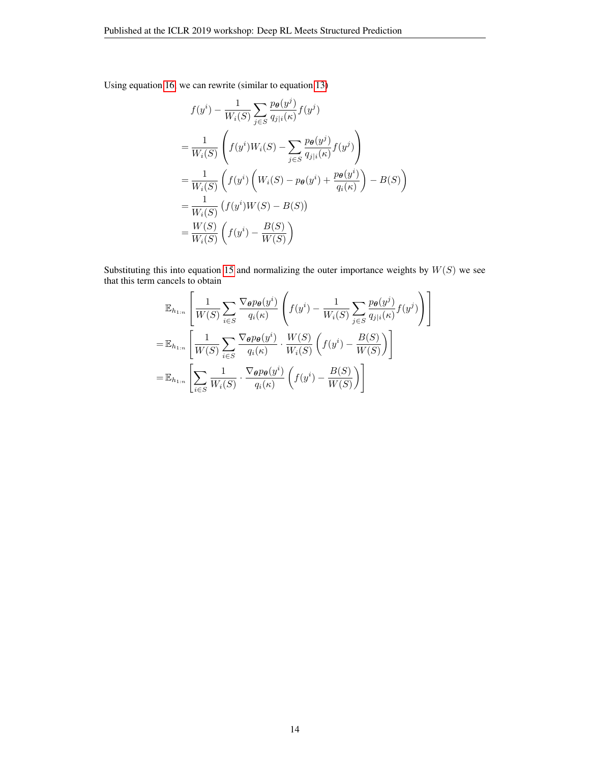Using equation 16, we can rewrite (similar to equation 13)

$$
\begin{aligned}
& f(y^i) - \frac{1}{W_i(S)} \sum_{j \in S} \frac{p_{\boldsymbol{\theta}}(y^j)}{q_{j|i}(\kappa)} f(y^j) \\
= & \frac{1}{W_i(S)} \left( f(y^i) W_i(S) - \sum_{j \in S} \frac{p_{\boldsymbol{\theta}}(y^j)}{q_{j|i}(\kappa)} f(y^j) \right) \\
= & \frac{1}{W_i(S)} \left( f(y^i) \left( W_i(S) - p_{\boldsymbol{\theta}}(y^i) + \frac{p_{\boldsymbol{\theta}}(y^i)}{q_i(\kappa)} \right) - B(S) \right) \\
= & \frac{1}{W_i(S)} \left( f(y^i) W(S) - B(S) \right) \\
= & \frac{W(S)}{W_i(S)} \left( f(y^i) - \frac{B(S)}{W(S)} \right)
\end{aligned}
$$

Substituting this into equation 15 and normalizing the outer importance weights by $W(S)$ we see that this term cancels to obtain

$$
\begin{aligned}
& \mathbb{E}_{h_{1:n}} \left[ \frac{1}{W(S)} \sum_{i \in S} \frac{\nabla_{\boldsymbol{\theta}} p_{\boldsymbol{\theta}}(y^i)}{q_i(\kappa)} \left( f(y^i) - \frac{1}{W_i(S)} \sum_{j \in S} \frac{p_{\boldsymbol{\theta}}(y^j)}{q_{j|i}(\kappa)} f(y^j) \right) \right] \\
= & \mathbb{E}_{h_{1:n}} \left[ \frac{1}{W(S)} \sum_{i \in S} \frac{\nabla_{\boldsymbol{\theta}} p_{\boldsymbol{\theta}}(y^i)}{q_i(\kappa)} \cdot \frac{W(S)}{W_i(S)} \left( f(y^i) - \frac{B(S)}{W(S)} \right) \right] \\
= & \mathbb{E}_{h_{1:n}} \left[ \sum_{i \in S} \frac{1}{W_i(S)} \cdot \frac{\nabla_{\boldsymbol{\theta}} p_{\boldsymbol{\theta}}(y^i)}{q_i(\kappa)} \left( f(y^i) - \frac{B(S)}{W(S)} \right) \right]
\end{aligned}
$$